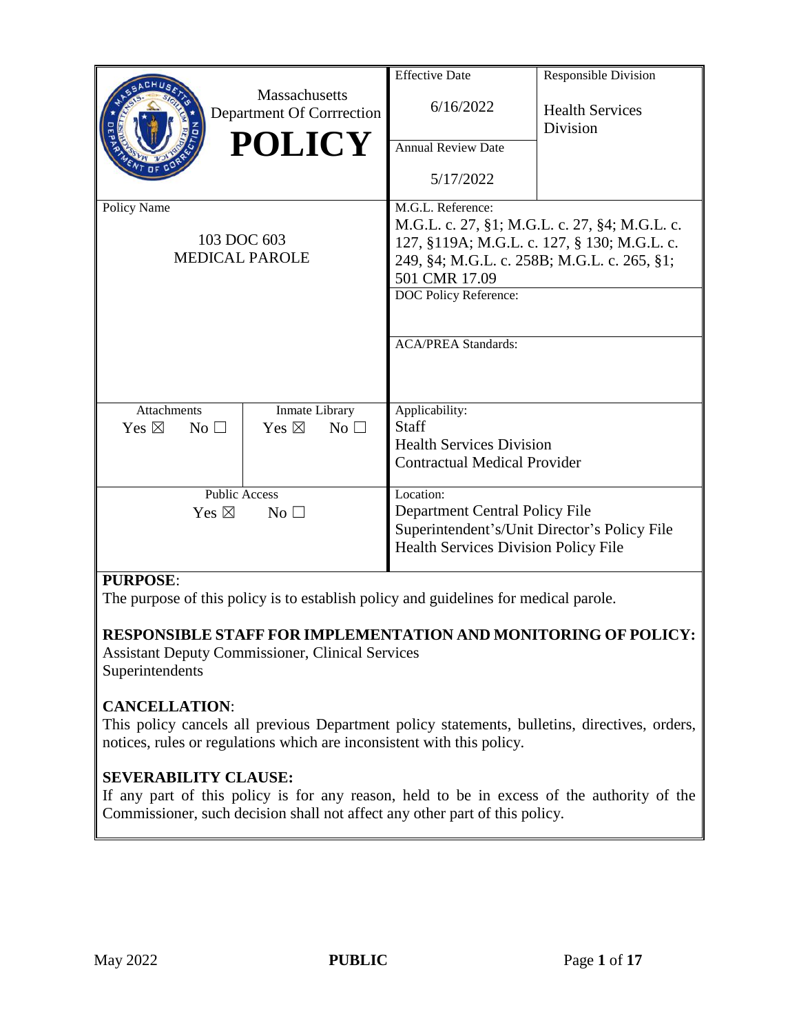| Massachusetts Department Of Corrrection **POLICY** | Effective Date<br>6/16/2022 | Responsible Division<br>Health Services Division |
|---|---|---|
| | Annual Review Date<br>5/17/2022 | |
| Policy Name<br>103 DOC 603<br>MEDICAL PAROLE | M.G.L. Reference:<br>M.G.L. c. 27, §1; M.G.L. c. 27, §4; M.G.L. c. 127, §119A; M.G.L. c. 127, § 130; M.G.L. c. 249, §4; M.G.L. c. 258B; M.G.L. c. 265, §1; 501 CMR 17.09 | |
| | DOC Policy Reference: | |
| | ACA/PREA Standards: | |
| Attachments: Yes ☒ No ☐ — Inmate Library: Yes ☒ No ☐ | Applicability:<br>Staff<br>Health Services Division<br>Contractual Medical Provider | |
| Public Access: Yes ☒ No ☐ | Location:<br>Department Central Policy File<br>Superintendent's/Unit Director's Policy File<br>Health Services Division Policy File | |

**PURPOSE**:
The purpose of this policy is to establish policy and guidelines for medical parole.

**RESPONSIBLE STAFF FOR IMPLEMENTATION AND MONITORING OF POLICY:**
Assistant Deputy Commissioner, Clinical Services
Superintendents

**CANCELLATION**:
This policy cancels all previous Department policy statements, bulletins, directives, orders, notices, rules or regulations which are inconsistent with this policy.

**SEVERABILITY CLAUSE:**
If any part of this policy is for any reason, held to be in excess of the authority of the Commissioner, such decision shall not affect any other part of this policy.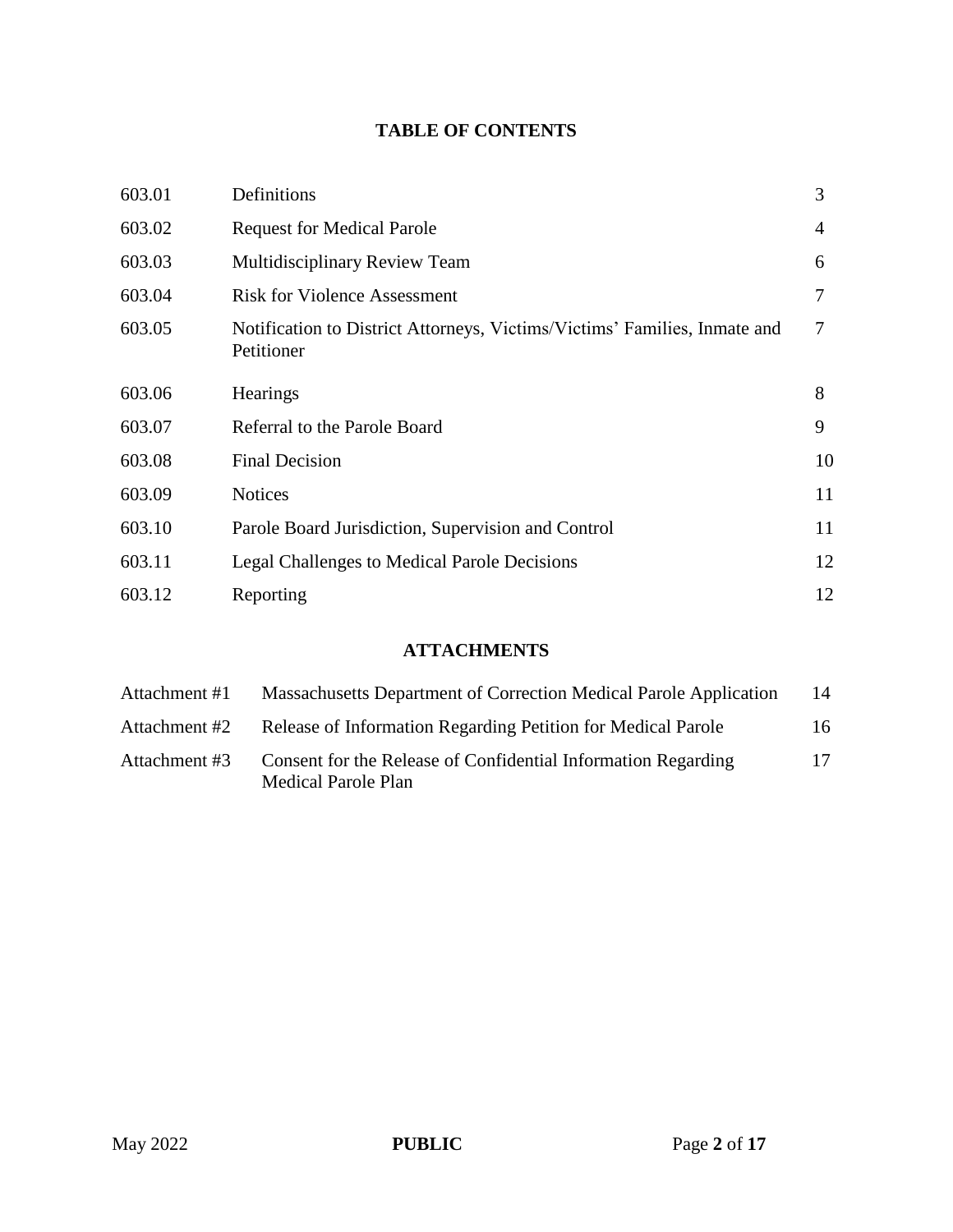## TABLE OF CONTENTS

| | | |
|---|---|---|
| 603.01 | Definitions | 3 |
| 603.02 | Request for Medical Parole | 4 |
| 603.03 | Multidisciplinary Review Team | 6 |
| 603.04 | Risk for Violence Assessment | 7 |
| 603.05 | Notification to District Attorneys, Victims/Victims' Families, Inmate and Petitioner | 7 |
| 603.06 | Hearings | 8 |
| 603.07 | Referral to the Parole Board | 9 |
| 603.08 | Final Decision | 10 |
| 603.09 | Notices | 11 |
| 603.10 | Parole Board Jurisdiction, Supervision and Control | 11 |
| 603.11 | Legal Challenges to Medical Parole Decisions | 12 |
| 603.12 | Reporting | 12 |

## ATTACHMENTS

| | | |
|---|---|---|
| Attachment #1 | Massachusetts Department of Correction Medical Parole Application | 14 |
| Attachment #2 | Release of Information Regarding Petition for Medical Parole | 16 |
| Attachment #3 | Consent for the Release of Confidential Information Regarding Medical Parole Plan | 17 |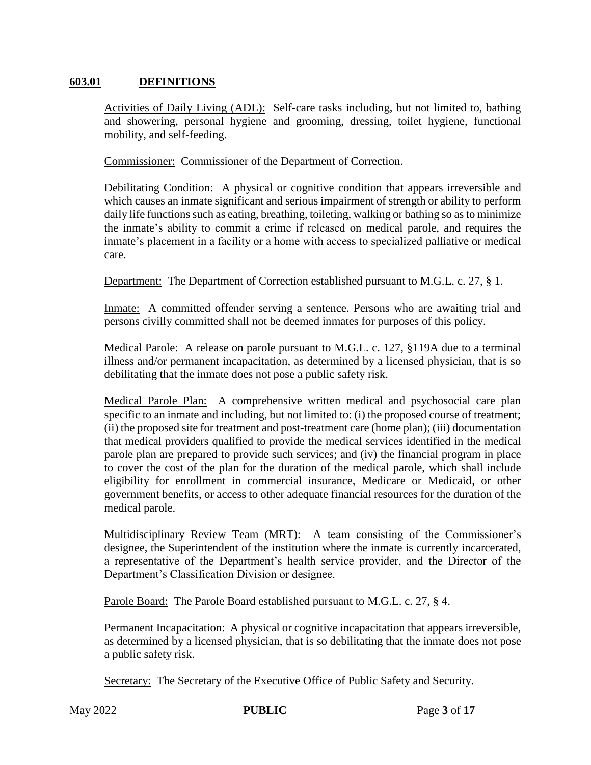## 603.01 DEFINITIONS

Activities of Daily Living (ADL): Self-care tasks including, but not limited to, bathing and showering, personal hygiene and grooming, dressing, toilet hygiene, functional mobility, and self-feeding.

Commissioner: Commissioner of the Department of Correction.

Debilitating Condition: A physical or cognitive condition that appears irreversible and which causes an inmate significant and serious impairment of strength or ability to perform daily life functions such as eating, breathing, toileting, walking or bathing so as to minimize the inmate's ability to commit a crime if released on medical parole, and requires the inmate's placement in a facility or a home with access to specialized palliative or medical care.

Department: The Department of Correction established pursuant to M.G.L. c. 27, § 1.

Inmate: A committed offender serving a sentence. Persons who are awaiting trial and persons civilly committed shall not be deemed inmates for purposes of this policy.

Medical Parole: A release on parole pursuant to M.G.L. c. 127, §119A due to a terminal illness and/or permanent incapacitation, as determined by a licensed physician, that is so debilitating that the inmate does not pose a public safety risk.

Medical Parole Plan: A comprehensive written medical and psychosocial care plan specific to an inmate and including, but not limited to: (i) the proposed course of treatment; (ii) the proposed site for treatment and post-treatment care (home plan); (iii) documentation that medical providers qualified to provide the medical services identified in the medical parole plan are prepared to provide such services; and (iv) the financial program in place to cover the cost of the plan for the duration of the medical parole, which shall include eligibility for enrollment in commercial insurance, Medicare or Medicaid, or other government benefits, or access to other adequate financial resources for the duration of the medical parole.

Multidisciplinary Review Team (MRT): A team consisting of the Commissioner's designee, the Superintendent of the institution where the inmate is currently incarcerated, a representative of the Department's health service provider, and the Director of the Department's Classification Division or designee.

Parole Board: The Parole Board established pursuant to M.G.L. c. 27, § 4.

Permanent Incapacitation: A physical or cognitive incapacitation that appears irreversible, as determined by a licensed physician, that is so debilitating that the inmate does not pose a public safety risk.

Secretary: The Secretary of the Executive Office of Public Safety and Security.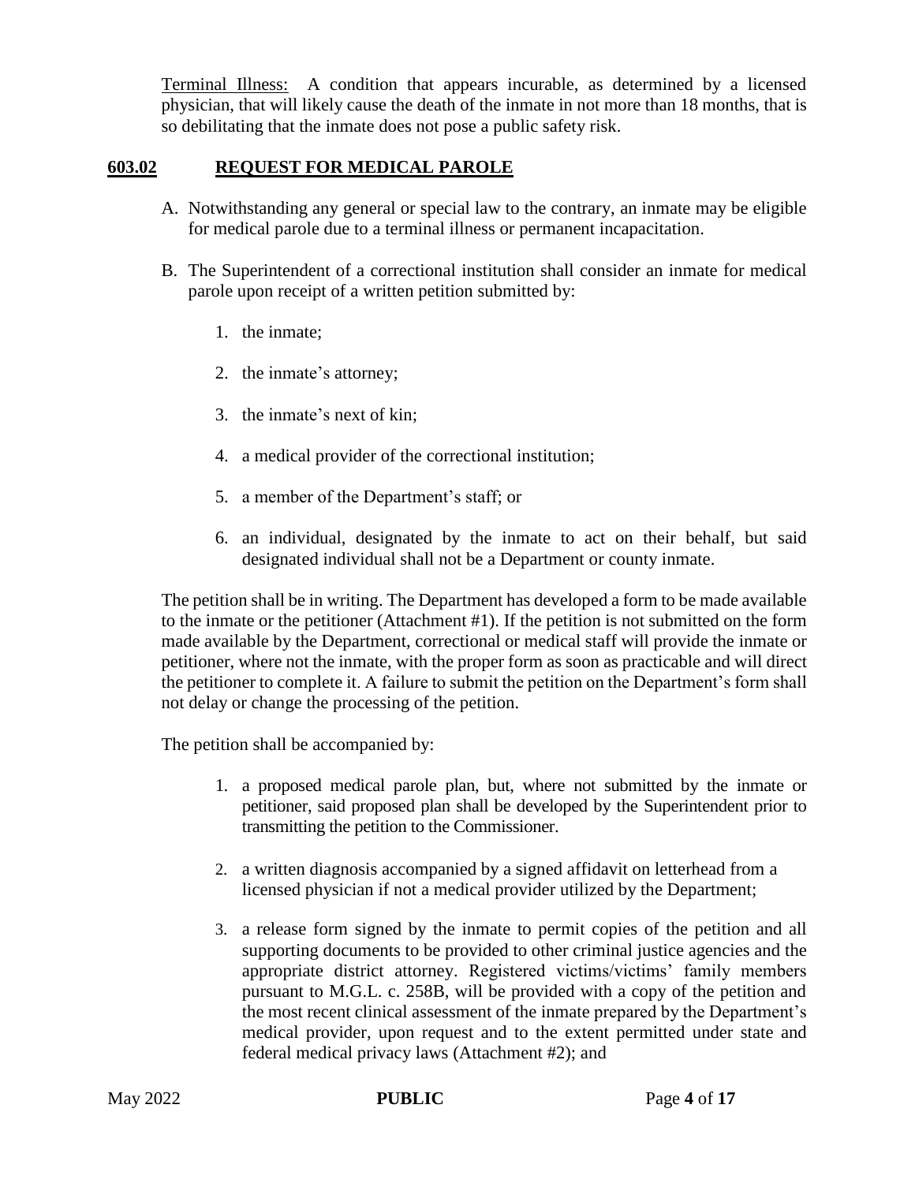Terminal Illness: A condition that appears incurable, as determined by a licensed physician, that will likely cause the death of the inmate in not more than 18 months, that is so debilitating that the inmate does not pose a public safety risk.

## 603.02 REQUEST FOR MEDICAL PAROLE

A. Notwithstanding any general or special law to the contrary, an inmate may be eligible for medical parole due to a terminal illness or permanent incapacitation.

B. The Superintendent of a correctional institution shall consider an inmate for medical parole upon receipt of a written petition submitted by:

1. the inmate;
2. the inmate's attorney;
3. the inmate's next of kin;
4. a medical provider of the correctional institution;
5. a member of the Department's staff; or
6. an individual, designated by the inmate to act on their behalf, but said designated individual shall not be a Department or county inmate.

The petition shall be in writing. The Department has developed a form to be made available to the inmate or the petitioner (Attachment #1). If the petition is not submitted on the form made available by the Department, correctional or medical staff will provide the inmate or petitioner, where not the inmate, with the proper form as soon as practicable and will direct the petitioner to complete it. A failure to submit the petition on the Department's form shall not delay or change the processing of the petition.

The petition shall be accompanied by:

1. a proposed medical parole plan, but, where not submitted by the inmate or petitioner, said proposed plan shall be developed by the Superintendent prior to transmitting the petition to the Commissioner.
2. a written diagnosis accompanied by a signed affidavit on letterhead from a licensed physician if not a medical provider utilized by the Department;
3. a release form signed by the inmate to permit copies of the petition and all supporting documents to be provided to other criminal justice agencies and the appropriate district attorney. Registered victims/victims' family members pursuant to M.G.L. c. 258B, will be provided with a copy of the petition and the most recent clinical assessment of the inmate prepared by the Department's medical provider, upon request and to the extent permitted under state and federal medical privacy laws (Attachment #2); and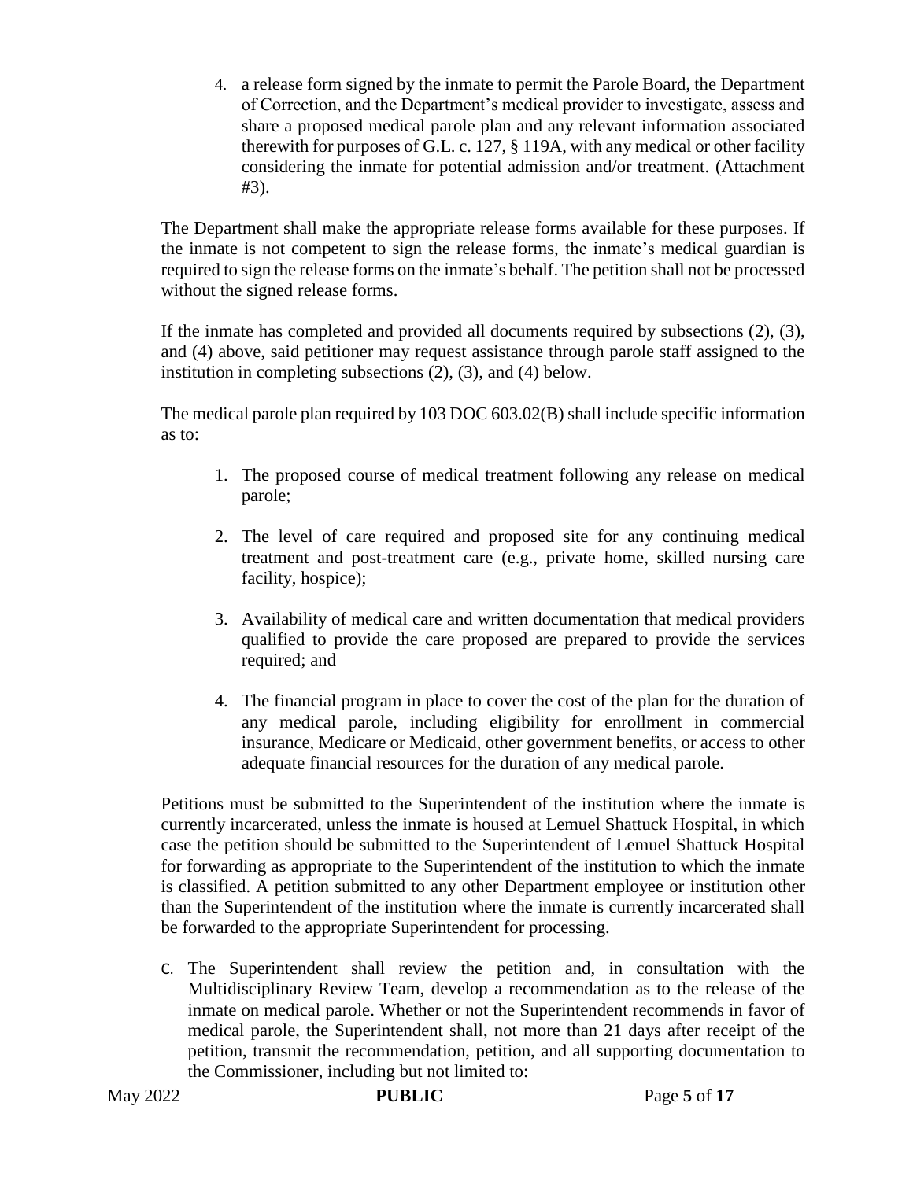4. a release form signed by the inmate to permit the Parole Board, the Department of Correction, and the Department's medical provider to investigate, assess and share a proposed medical parole plan and any relevant information associated therewith for purposes of G.L. c. 127, § 119A, with any medical or other facility considering the inmate for potential admission and/or treatment. (Attachment #3).

The Department shall make the appropriate release forms available for these purposes. If the inmate is not competent to sign the release forms, the inmate's medical guardian is required to sign the release forms on the inmate's behalf. The petition shall not be processed without the signed release forms.

If the inmate has completed and provided all documents required by subsections (2), (3), and (4) above, said petitioner may request assistance through parole staff assigned to the institution in completing subsections (2), (3), and (4) below.

The medical parole plan required by 103 DOC 603.02(B) shall include specific information as to:

1. The proposed course of medical treatment following any release on medical parole;
2. The level of care required and proposed site for any continuing medical treatment and post-treatment care (e.g., private home, skilled nursing care facility, hospice);
3. Availability of medical care and written documentation that medical providers qualified to provide the care proposed are prepared to provide the services required; and
4. The financial program in place to cover the cost of the plan for the duration of any medical parole, including eligibility for enrollment in commercial insurance, Medicare or Medicaid, other government benefits, or access to other adequate financial resources for the duration of any medical parole.

Petitions must be submitted to the Superintendent of the institution where the inmate is currently incarcerated, unless the inmate is housed at Lemuel Shattuck Hospital, in which case the petition should be submitted to the Superintendent of Lemuel Shattuck Hospital for forwarding as appropriate to the Superintendent of the institution to which the inmate is classified. A petition submitted to any other Department employee or institution other than the Superintendent of the institution where the inmate is currently incarcerated shall be forwarded to the appropriate Superintendent for processing.

C. The Superintendent shall review the petition and, in consultation with the Multidisciplinary Review Team, develop a recommendation as to the release of the inmate on medical parole. Whether or not the Superintendent recommends in favor of medical parole, the Superintendent shall, not more than 21 days after receipt of the petition, transmit the recommendation, petition, and all supporting documentation to the Commissioner, including but not limited to: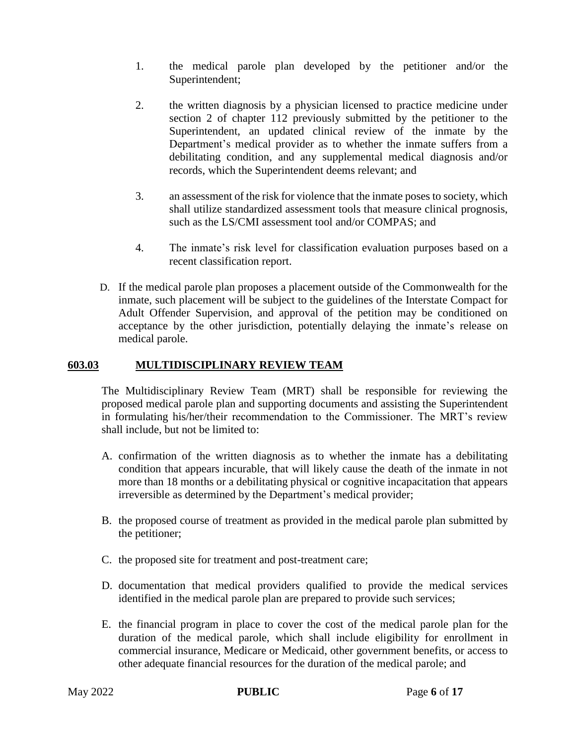1. the medical parole plan developed by the petitioner and/or the Superintendent;

2. the written diagnosis by a physician licensed to practice medicine under section 2 of chapter 112 previously submitted by the petitioner to the Superintendent, an updated clinical review of the inmate by the Department's medical provider as to whether the inmate suffers from a debilitating condition, and any supplemental medical diagnosis and/or records, which the Superintendent deems relevant; and

3. an assessment of the risk for violence that the inmate poses to society, which shall utilize standardized assessment tools that measure clinical prognosis, such as the LS/CMI assessment tool and/or COMPAS; and

4. The inmate's risk level for classification evaluation purposes based on a recent classification report.

D. If the medical parole plan proposes a placement outside of the Commonwealth for the inmate, such placement will be subject to the guidelines of the Interstate Compact for Adult Offender Supervision, and approval of the petition may be conditioned on acceptance by the other jurisdiction, potentially delaying the inmate's release on medical parole.

## 603.03 MULTIDISCIPLINARY REVIEW TEAM

The Multidisciplinary Review Team (MRT) shall be responsible for reviewing the proposed medical parole plan and supporting documents and assisting the Superintendent in formulating his/her/their recommendation to the Commissioner. The MRT's review shall include, but not be limited to:

A. confirmation of the written diagnosis as to whether the inmate has a debilitating condition that appears incurable, that will likely cause the death of the inmate in not more than 18 months or a debilitating physical or cognitive incapacitation that appears irreversible as determined by the Department's medical provider;

B. the proposed course of treatment as provided in the medical parole plan submitted by the petitioner;

C. the proposed site for treatment and post-treatment care;

D. documentation that medical providers qualified to provide the medical services identified in the medical parole plan are prepared to provide such services;

E. the financial program in place to cover the cost of the medical parole plan for the duration of the medical parole, which shall include eligibility for enrollment in commercial insurance, Medicare or Medicaid, other government benefits, or access to other adequate financial resources for the duration of the medical parole; and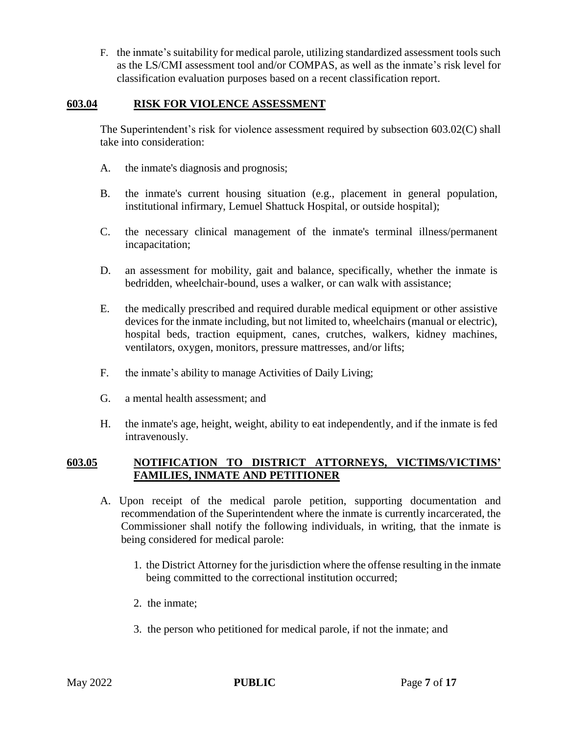F. the inmate's suitability for medical parole, utilizing standardized assessment tools such as the LS/CMI assessment tool and/or COMPAS, as well as the inmate's risk level for classification evaluation purposes based on a recent classification report.

## 603.04 RISK FOR VIOLENCE ASSESSMENT

The Superintendent's risk for violence assessment required by subsection 603.02(C) shall take into consideration:

A. the inmate's diagnosis and prognosis;

B. the inmate's current housing situation (e.g., placement in general population, institutional infirmary, Lemuel Shattuck Hospital, or outside hospital);

C. the necessary clinical management of the inmate's terminal illness/permanent incapacitation;

D. an assessment for mobility, gait and balance, specifically, whether the inmate is bedridden, wheelchair-bound, uses a walker, or can walk with assistance;

E. the medically prescribed and required durable medical equipment or other assistive devices for the inmate including, but not limited to, wheelchairs (manual or electric), hospital beds, traction equipment, canes, crutches, walkers, kidney machines, ventilators, oxygen, monitors, pressure mattresses, and/or lifts;

F. the inmate's ability to manage Activities of Daily Living;

G. a mental health assessment; and

H. the inmate's age, height, weight, ability to eat independently, and if the inmate is fed intravenously.

## 603.05 NOTIFICATION TO DISTRICT ATTORNEYS, VICTIMS/VICTIMS' FAMILIES, INMATE AND PETITIONER

A. Upon receipt of the medical parole petition, supporting documentation and recommendation of the Superintendent where the inmate is currently incarcerated, the Commissioner shall notify the following individuals, in writing, that the inmate is being considered for medical parole:

1. the District Attorney for the jurisdiction where the offense resulting in the inmate being committed to the correctional institution occurred;

2. the inmate;

3. the person who petitioned for medical parole, if not the inmate; and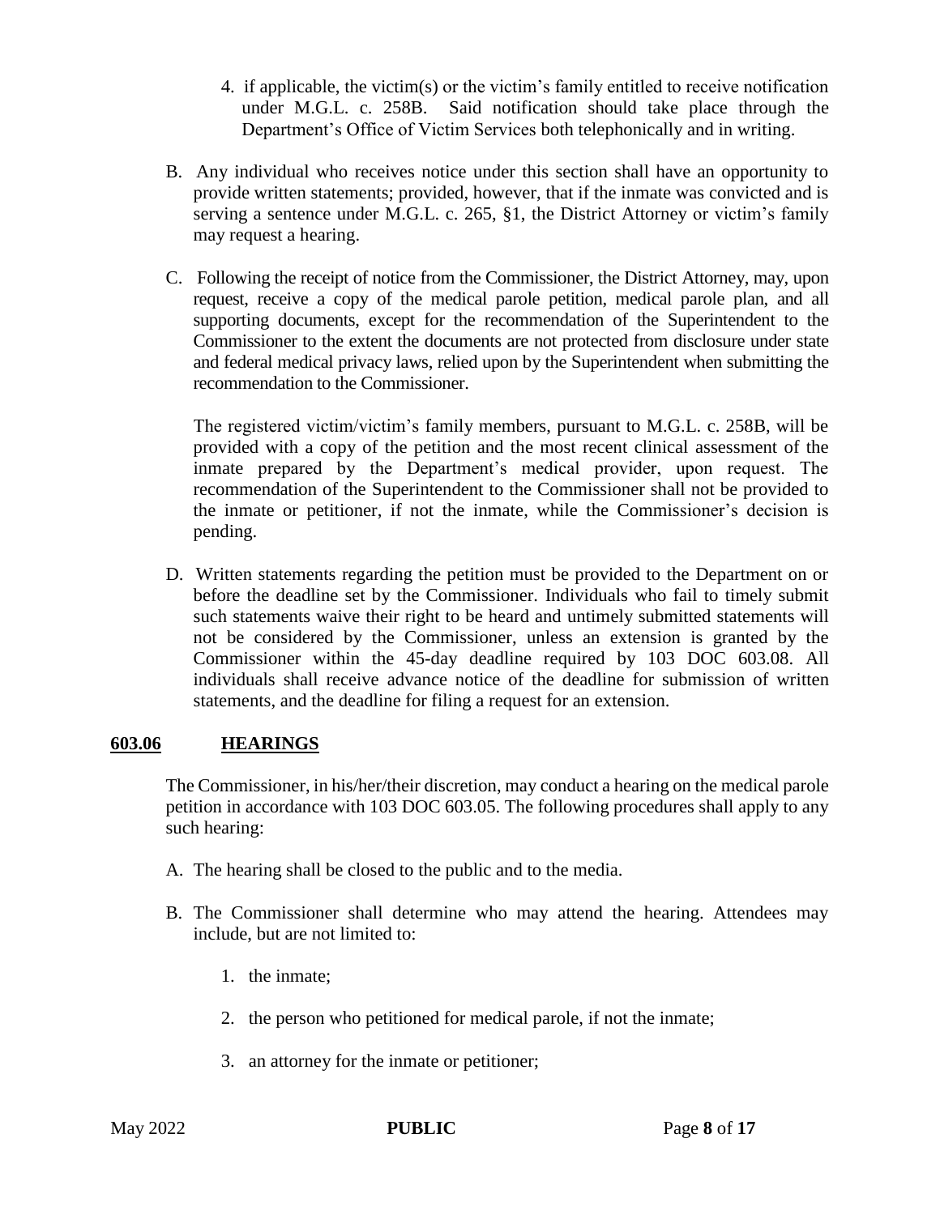4. if applicable, the victim(s) or the victim's family entitled to receive notification under M.G.L. c. 258B. Said notification should take place through the Department's Office of Victim Services both telephonically and in writing.

B. Any individual who receives notice under this section shall have an opportunity to provide written statements; provided, however, that if the inmate was convicted and is serving a sentence under M.G.L. c. 265, §1, the District Attorney or victim's family may request a hearing.

C. Following the receipt of notice from the Commissioner, the District Attorney, may, upon request, receive a copy of the medical parole petition, medical parole plan, and all supporting documents, except for the recommendation of the Superintendent to the Commissioner to the extent the documents are not protected from disclosure under state and federal medical privacy laws, relied upon by the Superintendent when submitting the recommendation to the Commissioner.

The registered victim/victim's family members, pursuant to M.G.L. c. 258B, will be provided with a copy of the petition and the most recent clinical assessment of the inmate prepared by the Department's medical provider, upon request. The recommendation of the Superintendent to the Commissioner shall not be provided to the inmate or petitioner, if not the inmate, while the Commissioner's decision is pending.

D. Written statements regarding the petition must be provided to the Department on or before the deadline set by the Commissioner. Individuals who fail to timely submit such statements waive their right to be heard and untimely submitted statements will not be considered by the Commissioner, unless an extension is granted by the Commissioner within the 45-day deadline required by 103 DOC 603.08. All individuals shall receive advance notice of the deadline for submission of written statements, and the deadline for filing a request for an extension.

## 603.06 HEARINGS

The Commissioner, in his/her/their discretion, may conduct a hearing on the medical parole petition in accordance with 103 DOC 603.05. The following procedures shall apply to any such hearing:

A. The hearing shall be closed to the public and to the media.

B. The Commissioner shall determine who may attend the hearing. Attendees may include, but are not limited to:

1. the inmate;

2. the person who petitioned for medical parole, if not the inmate;

3. an attorney for the inmate or petitioner;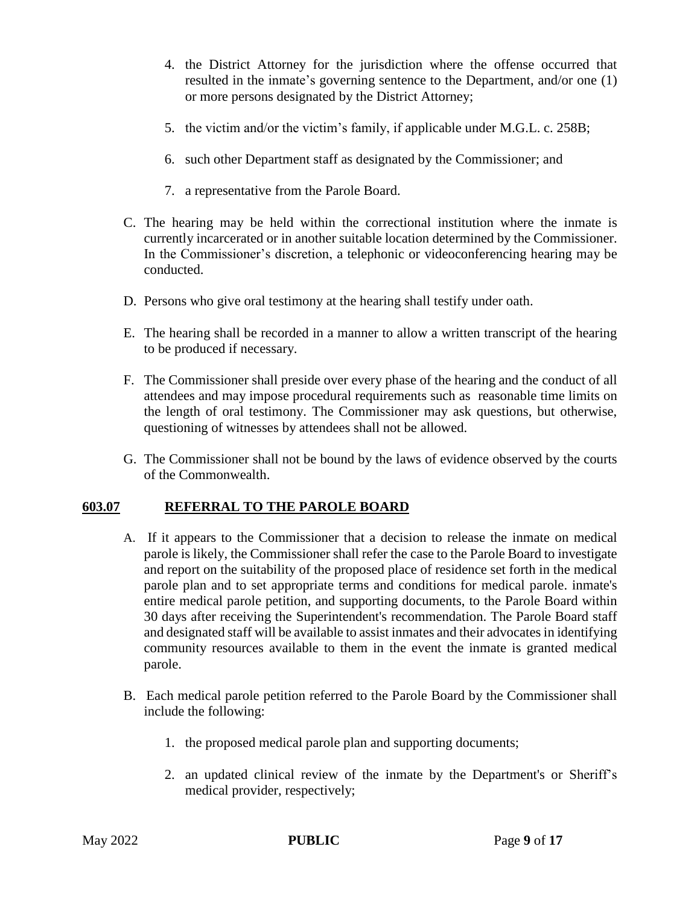4. the District Attorney for the jurisdiction where the offense occurred that resulted in the inmate's governing sentence to the Department, and/or one (1) or more persons designated by the District Attorney;

5. the victim and/or the victim's family, if applicable under M.G.L. c. 258B;

6. such other Department staff as designated by the Commissioner; and

7. a representative from the Parole Board.

C. The hearing may be held within the correctional institution where the inmate is currently incarcerated or in another suitable location determined by the Commissioner. In the Commissioner's discretion, a telephonic or videoconferencing hearing may be conducted.

D. Persons who give oral testimony at the hearing shall testify under oath.

E. The hearing shall be recorded in a manner to allow a written transcript of the hearing to be produced if necessary.

F. The Commissioner shall preside over every phase of the hearing and the conduct of all attendees and may impose procedural requirements such as reasonable time limits on the length of oral testimony. The Commissioner may ask questions, but otherwise, questioning of witnesses by attendees shall not be allowed.

G. The Commissioner shall not be bound by the laws of evidence observed by the courts of the Commonwealth.

## 603.07 REFERRAL TO THE PAROLE BOARD

A. If it appears to the Commissioner that a decision to release the inmate on medical parole is likely, the Commissioner shall refer the case to the Parole Board to investigate and report on the suitability of the proposed place of residence set forth in the medical parole plan and to set appropriate terms and conditions for medical parole. inmate's entire medical parole petition, and supporting documents, to the Parole Board within 30 days after receiving the Superintendent's recommendation. The Parole Board staff and designated staff will be available to assist inmates and their advocates in identifying community resources available to them in the event the inmate is granted medical parole.

B. Each medical parole petition referred to the Parole Board by the Commissioner shall include the following:

1. the proposed medical parole plan and supporting documents;

2. an updated clinical review of the inmate by the Department's or Sheriff's medical provider, respectively;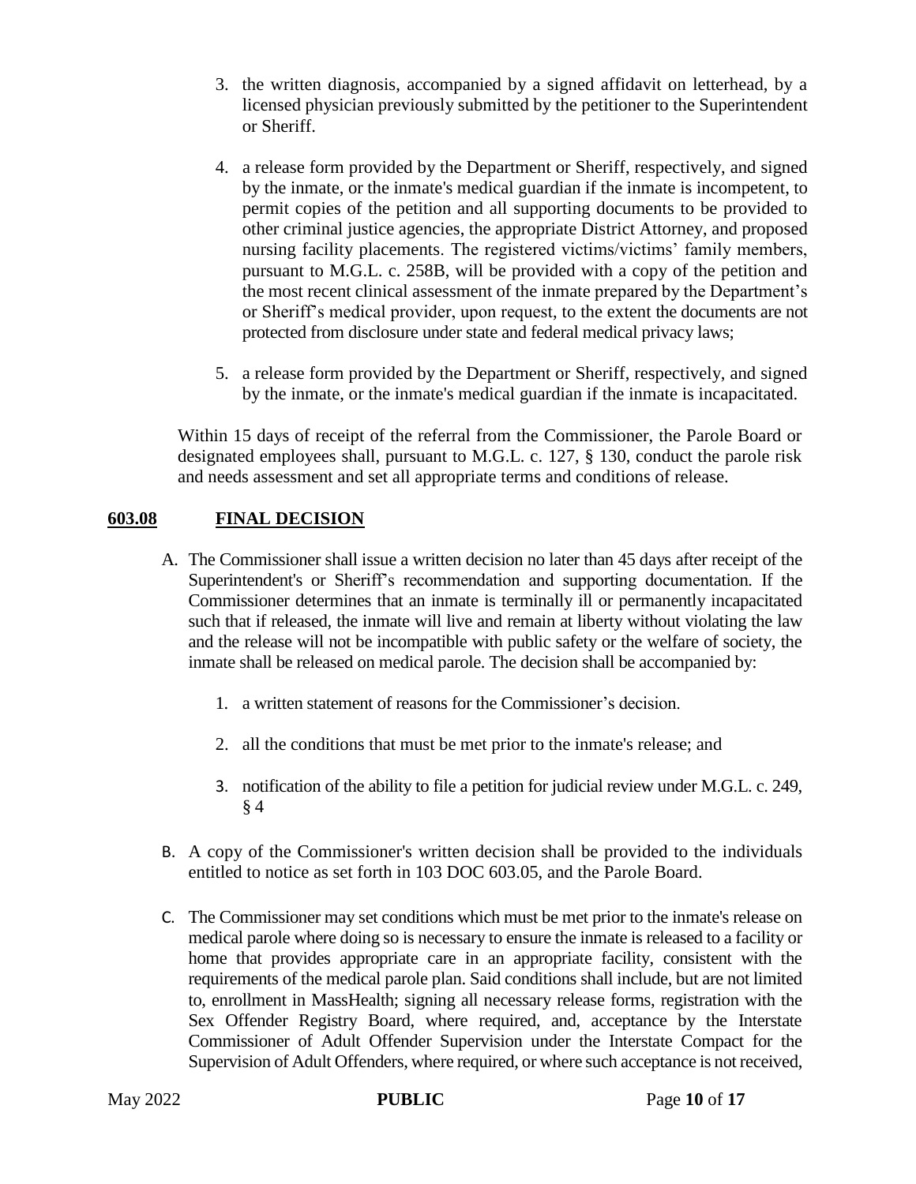3. the written diagnosis, accompanied by a signed affidavit on letterhead, by a licensed physician previously submitted by the petitioner to the Superintendent or Sheriff.

4. a release form provided by the Department or Sheriff, respectively, and signed by the inmate, or the inmate's medical guardian if the inmate is incompetent, to permit copies of the petition and all supporting documents to be provided to other criminal justice agencies, the appropriate District Attorney, and proposed nursing facility placements. The registered victims/victims' family members, pursuant to M.G.L. c. 258B, will be provided with a copy of the petition and the most recent clinical assessment of the inmate prepared by the Department's or Sheriff's medical provider, upon request, to the extent the documents are not protected from disclosure under state and federal medical privacy laws;

5. a release form provided by the Department or Sheriff, respectively, and signed by the inmate, or the inmate's medical guardian if the inmate is incapacitated.

Within 15 days of receipt of the referral from the Commissioner, the Parole Board or designated employees shall, pursuant to M.G.L. c. 127, § 130, conduct the parole risk and needs assessment and set all appropriate terms and conditions of release.

## 603.08 FINAL DECISION

A. The Commissioner shall issue a written decision no later than 45 days after receipt of the Superintendent's or Sheriff's recommendation and supporting documentation. If the Commissioner determines that an inmate is terminally ill or permanently incapacitated such that if released, the inmate will live and remain at liberty without violating the law and the release will not be incompatible with public safety or the welfare of society, the inmate shall be released on medical parole. The decision shall be accompanied by:

   1. a written statement of reasons for the Commissioner's decision.

   2. all the conditions that must be met prior to the inmate's release; and

   3. notification of the ability to file a petition for judicial review under M.G.L. c. 249, § 4

B. A copy of the Commissioner's written decision shall be provided to the individuals entitled to notice as set forth in 103 DOC 603.05, and the Parole Board.

C. The Commissioner may set conditions which must be met prior to the inmate's release on medical parole where doing so is necessary to ensure the inmate is released to a facility or home that provides appropriate care in an appropriate facility, consistent with the requirements of the medical parole plan. Said conditions shall include, but are not limited to, enrollment in MassHealth; signing all necessary release forms, registration with the Sex Offender Registry Board, where required, and, acceptance by the Interstate Commissioner of Adult Offender Supervision under the Interstate Compact for the Supervision of Adult Offenders, where required, or where such acceptance is not received,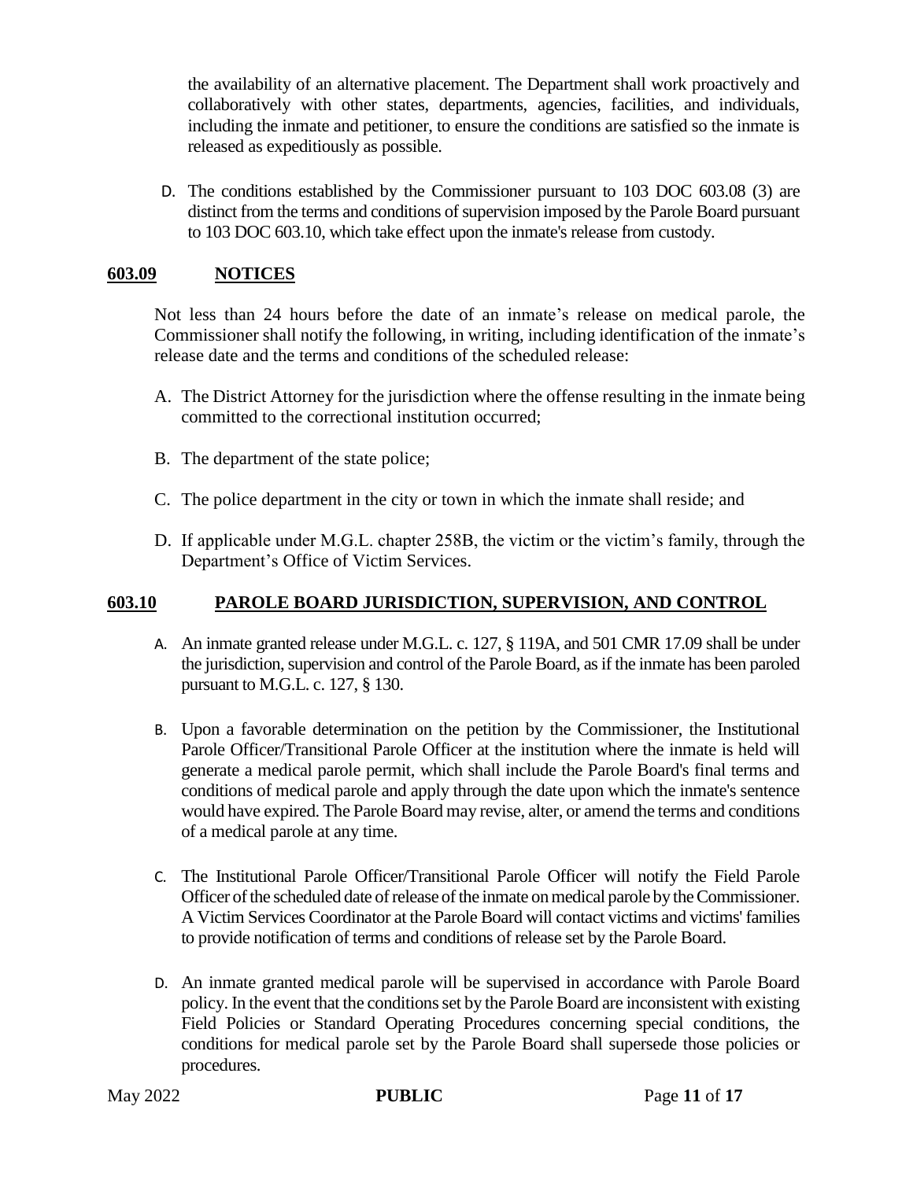the availability of an alternative placement. The Department shall work proactively and collaboratively with other states, departments, agencies, facilities, and individuals, including the inmate and petitioner, to ensure the conditions are satisfied so the inmate is released as expeditiously as possible.

D. The conditions established by the Commissioner pursuant to 103 DOC 603.08 (3) are distinct from the terms and conditions of supervision imposed by the Parole Board pursuant to 103 DOC 603.10, which take effect upon the inmate's release from custody.

## 603.09 NOTICES

Not less than 24 hours before the date of an inmate's release on medical parole, the Commissioner shall notify the following, in writing, including identification of the inmate's release date and the terms and conditions of the scheduled release:

A. The District Attorney for the jurisdiction where the offense resulting in the inmate being committed to the correctional institution occurred;

B. The department of the state police;

C. The police department in the city or town in which the inmate shall reside; and

D. If applicable under M.G.L. chapter 258B, the victim or the victim's family, through the Department's Office of Victim Services.

## 603.10 PAROLE BOARD JURISDICTION, SUPERVISION, AND CONTROL

A. An inmate granted release under M.G.L. c. 127, § 119A, and 501 CMR 17.09 shall be under the jurisdiction, supervision and control of the Parole Board, as if the inmate has been paroled pursuant to M.G.L. c. 127, § 130.

B. Upon a favorable determination on the petition by the Commissioner, the Institutional Parole Officer/Transitional Parole Officer at the institution where the inmate is held will generate a medical parole permit, which shall include the Parole Board's final terms and conditions of medical parole and apply through the date upon which the inmate's sentence would have expired. The Parole Board may revise, alter, or amend the terms and conditions of a medical parole at any time.

C. The Institutional Parole Officer/Transitional Parole Officer will notify the Field Parole Officer of the scheduled date of release of the inmate on medical parole by the Commissioner. A Victim Services Coordinator at the Parole Board will contact victims and victims' families to provide notification of terms and conditions of release set by the Parole Board.

D. An inmate granted medical parole will be supervised in accordance with Parole Board policy. In the event that the conditions set by the Parole Board are inconsistent with existing Field Policies or Standard Operating Procedures concerning special conditions, the conditions for medical parole set by the Parole Board shall supersede those policies or procedures.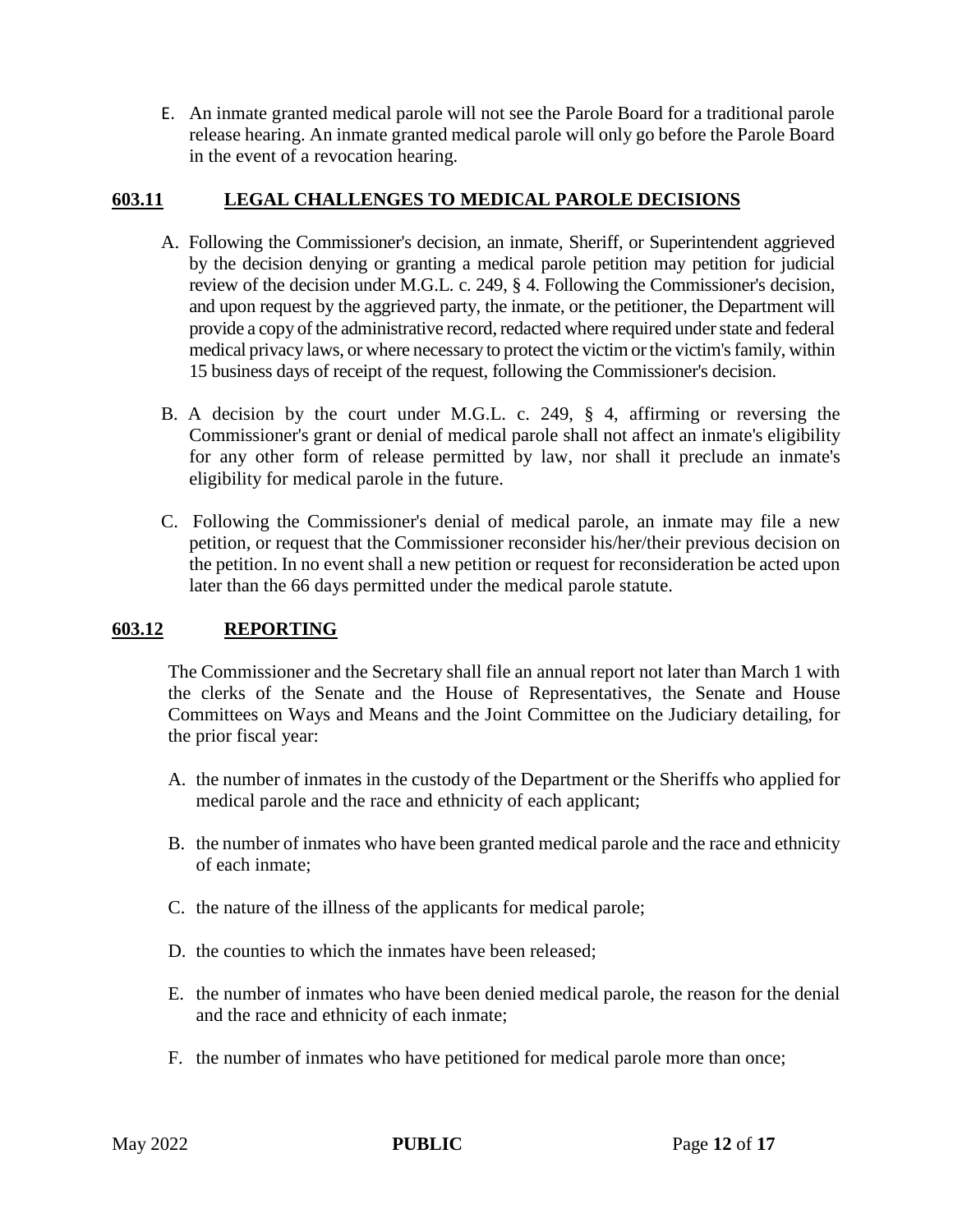E. An inmate granted medical parole will not see the Parole Board for a traditional parole release hearing. An inmate granted medical parole will only go before the Parole Board in the event of a revocation hearing.

## 603.11 LEGAL CHALLENGES TO MEDICAL PAROLE DECISIONS

A. Following the Commissioner's decision, an inmate, Sheriff, or Superintendent aggrieved by the decision denying or granting a medical parole petition may petition for judicial review of the decision under M.G.L. c. 249, § 4. Following the Commissioner's decision, and upon request by the aggrieved party, the inmate, or the petitioner, the Department will provide a copy of the administrative record, redacted where required under state and federal medical privacy laws, or where necessary to protect the victim or the victim's family, within 15 business days of receipt of the request, following the Commissioner's decision.

B. A decision by the court under M.G.L. c. 249, § 4, affirming or reversing the Commissioner's grant or denial of medical parole shall not affect an inmate's eligibility for any other form of release permitted by law, nor shall it preclude an inmate's eligibility for medical parole in the future.

C. Following the Commissioner's denial of medical parole, an inmate may file a new petition, or request that the Commissioner reconsider his/her/their previous decision on the petition. In no event shall a new petition or request for reconsideration be acted upon later than the 66 days permitted under the medical parole statute.

## 603.12 REPORTING

The Commissioner and the Secretary shall file an annual report not later than March 1 with the clerks of the Senate and the House of Representatives, the Senate and House Committees on Ways and Means and the Joint Committee on the Judiciary detailing, for the prior fiscal year:

A. the number of inmates in the custody of the Department or the Sheriffs who applied for medical parole and the race and ethnicity of each applicant;

B. the number of inmates who have been granted medical parole and the race and ethnicity of each inmate;

C. the nature of the illness of the applicants for medical parole;

D. the counties to which the inmates have been released;

E. the number of inmates who have been denied medical parole, the reason for the denial and the race and ethnicity of each inmate;

F. the number of inmates who have petitioned for medical parole more than once;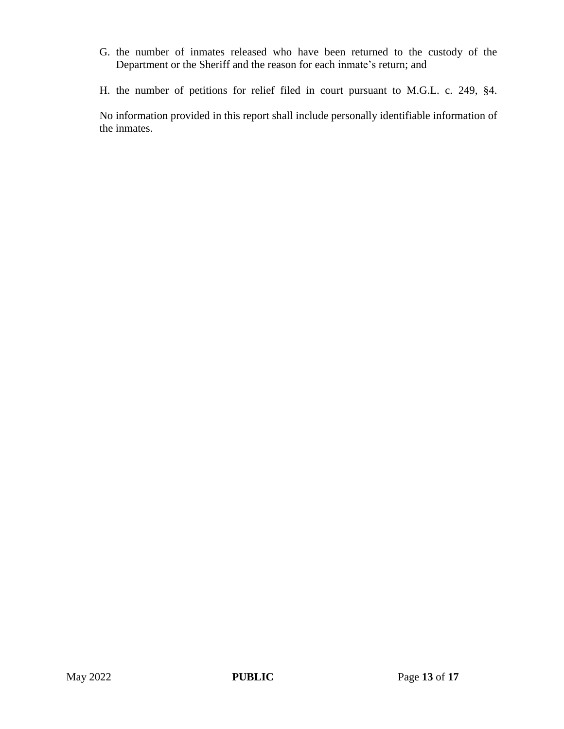G. the number of inmates released who have been returned to the custody of the Department or the Sheriff and the reason for each inmate's return; and

H. the number of petitions for relief filed in court pursuant to M.G.L. c. 249, §4.

No information provided in this report shall include personally identifiable information of the inmates.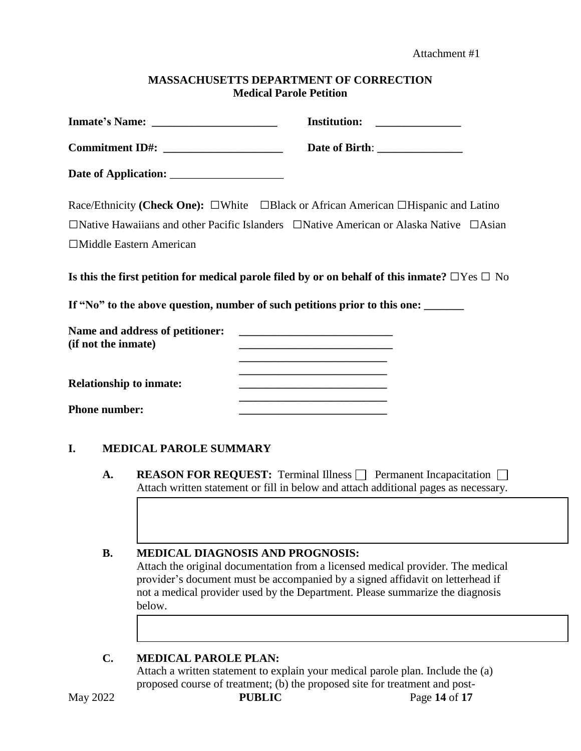Attachment #1

**MASSACHUSETTS DEPARTMENT OF CORRECTION**
**Medical Parole Petition**

**Inmate's Name:** ______________________ **Institution:** _______________

**Commitment ID#:** _____________________ **Date of Birth**: _______________

**Date of Application:** ____________________

Race/Ethnicity **(Check One):** ☐White ☐Black or African American ☐Hispanic and Latino ☐Native Hawaiians and other Pacific Islanders ☐Native American or Alaska Native ☐Asian ☐Middle Eastern American

**Is this the first petition for medical parole filed by or on behalf of this inmate?** ☐Yes ☐ No

**If "No" to the above question, number of such petitions prior to this one:** _______

**Name and address of petitioner:** ___________________________
**(if not the inmate)** ___________________________
___________________________
___________________________

**Relationship to inmate:** ___________________________
___________________________

**Phone number:** ___________________________

## I. MEDICAL PAROLE SUMMARY

**A. REASON FOR REQUEST:** Terminal Illness ☐ Permanent Incapacitation ☐
Attach written statement or fill in below and attach additional pages as necessary.

**B. MEDICAL DIAGNOSIS AND PROGNOSIS:**
Attach the original documentation from a licensed medical provider. The medical provider's document must be accompanied by a signed affidavit on letterhead if not a medical provider used by the Department. Please summarize the diagnosis below.

**C. MEDICAL PAROLE PLAN:**
Attach a written statement to explain your medical parole plan. Include the (a) proposed course of treatment; (b) the proposed site for treatment and post-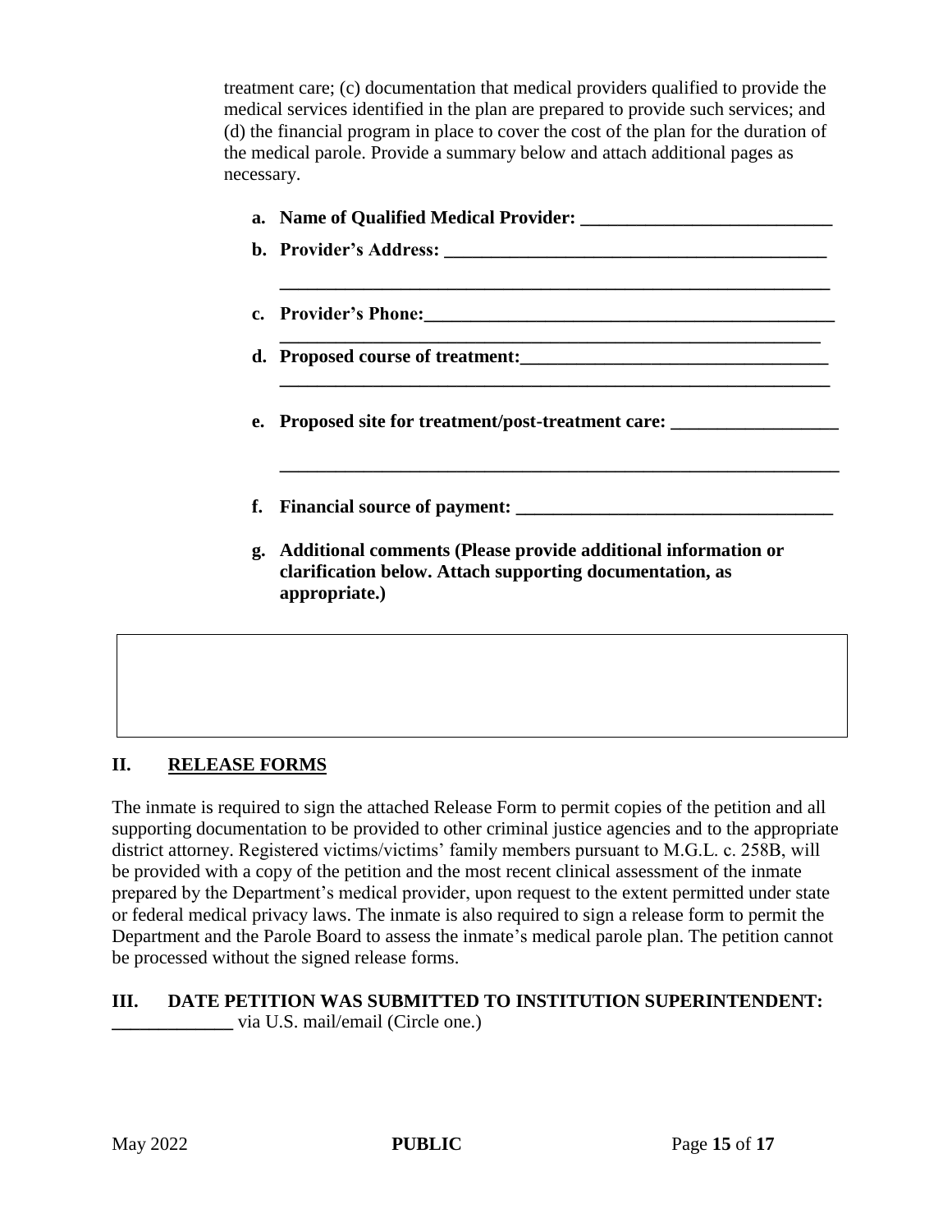treatment care; (c) documentation that medical providers qualified to provide the medical services identified in the plan are prepared to provide such services; and (d) the financial program in place to cover the cost of the plan for the duration of the medical parole. Provide a summary below and attach additional pages as necessary.

a. **Name of Qualified Medical Provider: ___________________________**

b. **Provider's Address: __________________________________________**

**______________________________________________________________**

c. **Provider's Phone:______________________________________________**

**______________________________________________________________**

d. **Proposed course of treatment:_________________________________**

**______________________________________________________________**

e. **Proposed site for treatment/post-treatment care: __________________**

**______________________________________________________________**

f. **Financial source of payment: __________________________________**

g. **Additional comments (Please provide additional information or clarification below. Attach supporting documentation, as appropriate.)**

| |
|---|
| |

## II. RELEASE FORMS

The inmate is required to sign the attached Release Form to permit copies of the petition and all supporting documentation to be provided to other criminal justice agencies and to the appropriate district attorney. Registered victims/victims' family members pursuant to M.G.L. c. 258B, will be provided with a copy of the petition and the most recent clinical assessment of the inmate prepared by the Department's medical provider, upon request to the extent permitted under state or federal medical privacy laws. The inmate is also required to sign a release form to permit the Department and the Parole Board to assess the inmate's medical parole plan. The petition cannot be processed without the signed release forms.

## III. DATE PETITION WAS SUBMITTED TO INSTITUTION SUPERINTENDENT:

**_____________** via U.S. mail/email (Circle one.)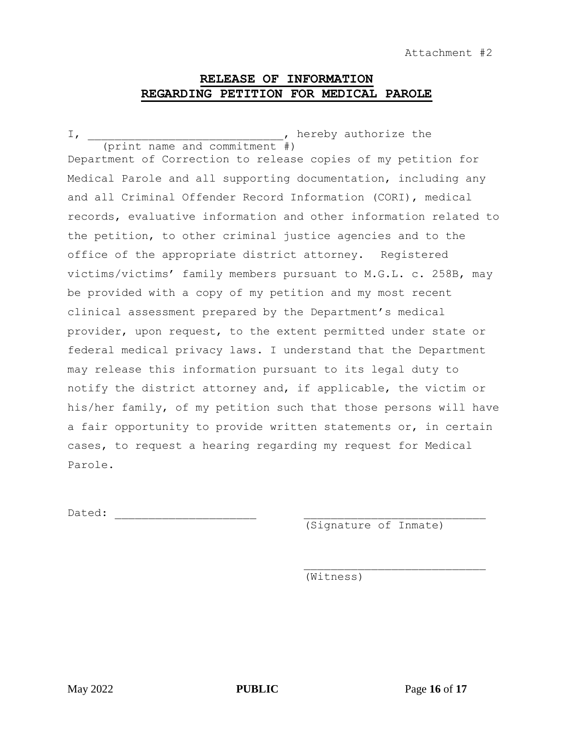Attachment #2

# RELEASE OF INFORMATION
# REGARDING PETITION FOR MEDICAL PAROLE

I, ______________________________, hereby authorize the
(print name and commitment #)
Department of Correction to release copies of my petition for Medical Parole and all supporting documentation, including any and all Criminal Offender Record Information (CORI), medical records, evaluative information and other information related to the petition, to other criminal justice agencies and to the office of the appropriate district attorney. Registered victims/victims' family members pursuant to M.G.L. c. 258B, may be provided with a copy of my petition and my most recent clinical assessment prepared by the Department's medical provider, upon request, to the extent permitted under state or federal medical privacy laws. I understand that the Department may release this information pursuant to its legal duty to notify the district attorney and, if applicable, the victim or his/her family, of my petition such that those persons will have a fair opportunity to provide written statements or, in certain cases, to request a hearing regarding my request for Medical Parole.

Dated: ______________________ ____________________________
(Signature of Inmate)

____________________________
(Witness)

PUBLIC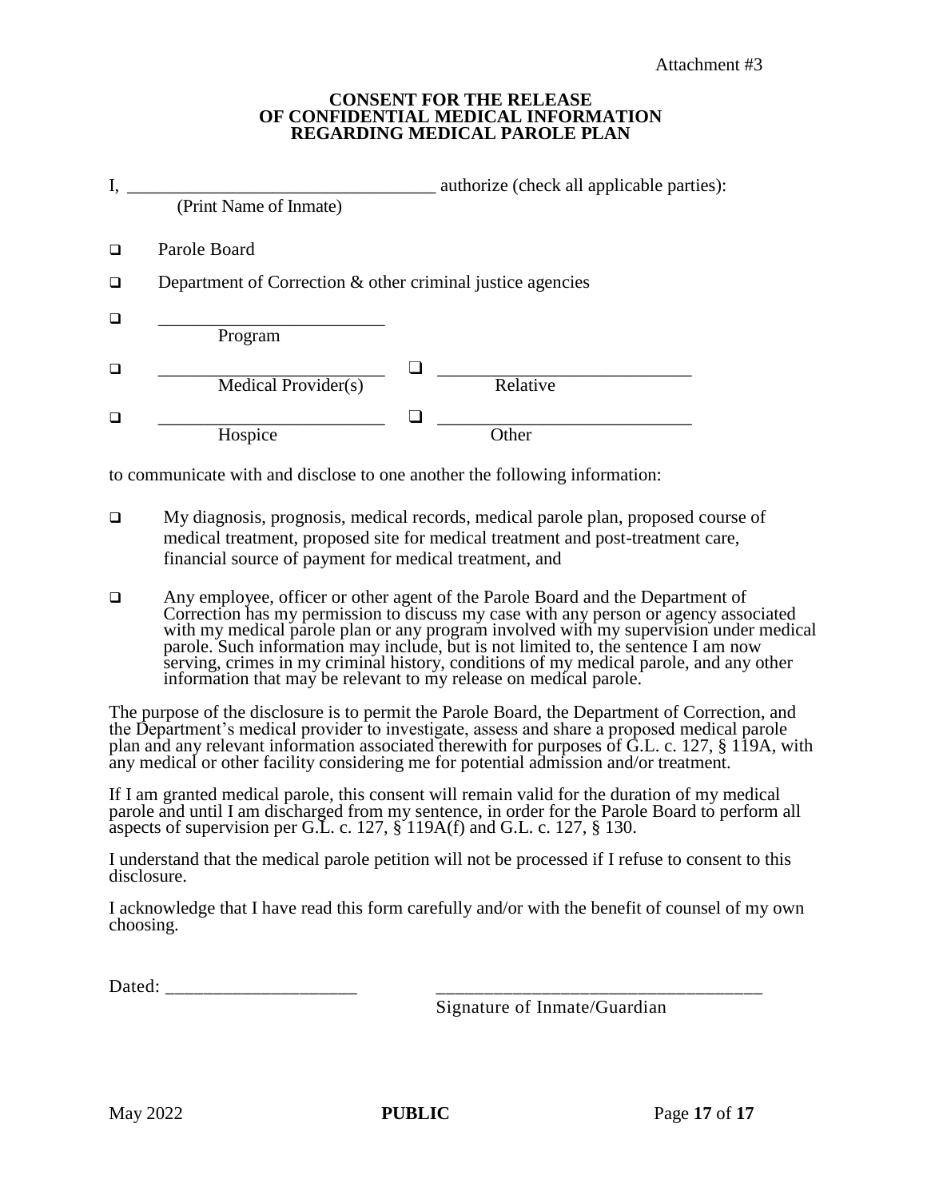Attachment #3

**CONSENT FOR THE RELEASE**
**OF CONFIDENTIAL MEDICAL INFORMATION**
**REGARDING MEDICAL PAROLE PLAN**

I, ___________________________________ authorize (check all applicable parties):
(Print Name of Inmate)

- ☐ Parole Board
- ☐ Department of Correction & other criminal justice agencies
- ☐ _________________________ Program
- ☐ _________________________ Medical Provider(s) ☐ ____________________________ Relative
- ☐ _________________________ Hospice ☐ ____________________________ Other

to communicate with and disclose to one another the following information:

- ☐ My diagnosis, prognosis, medical records, medical parole plan, proposed course of medical treatment, proposed site for medical treatment and post-treatment care, financial source of payment for medical treatment, and
- ☐ Any employee, officer or other agent of the Parole Board and the Department of Correction has my permission to discuss my case with any person or agency associated with my medical parole plan or any program involved with my supervision under medical parole. Such information may include, but is not limited to, the sentence I am now serving, crimes in my criminal history, conditions of my medical parole, and any other information that may be relevant to my release on medical parole.

The purpose of the disclosure is to permit the Parole Board, the Department of Correction, and the Department's medical provider to investigate, assess and share a proposed medical parole plan and any relevant information associated therewith for purposes of G.L. c. 127, § 119A, with any medical or other facility considering me for potential admission and/or treatment.

If I am granted medical parole, this consent will remain valid for the duration of my medical parole and until I am discharged from my sentence, in order for the Parole Board to perform all aspects of supervision per G.L. c. 127, § 119A(f) and G.L. c. 127, § 130.

I understand that the medical parole petition will not be processed if I refuse to consent to this disclosure.

I acknowledge that I have read this form carefully and/or with the benefit of counsel of my own choosing.

Dated: _____________________ ___________________________________
Signature of Inmate/Guardian

May 2022 **PUBLIC**